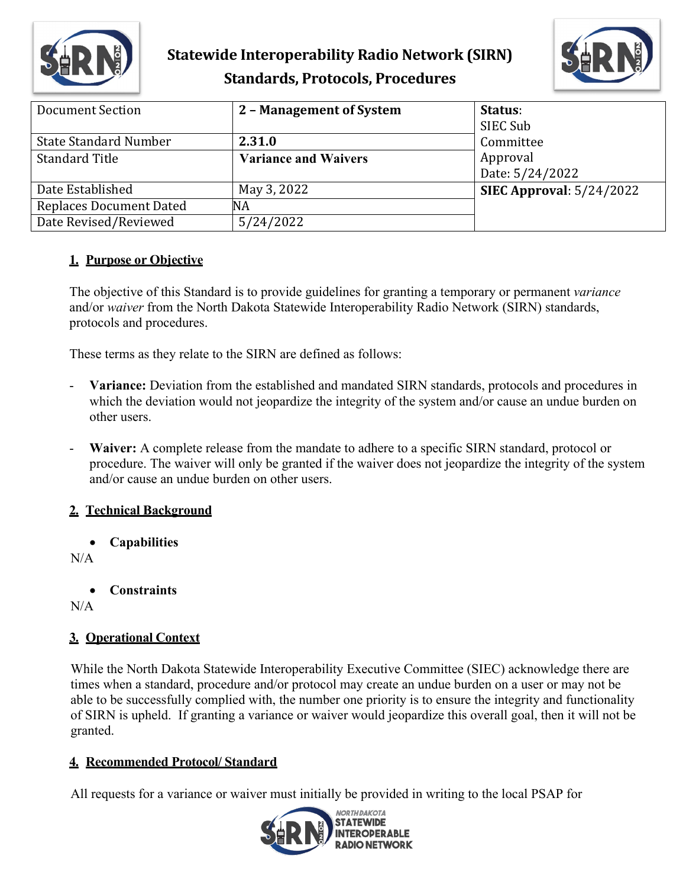# Statewide Interoperability Radio Network (SIRN)
## Standards, Protocols, Procedures

| Document Section | 2 – Management of System | Status: SIEC Sub Committee Approval Date: 5/24/2022 |
|---|---|---|
| State Standard Number | **2.31.0** | |
| Standard Title | **Variance and Waivers** | |
| Date Established | May 3, 2022 | **SIEC Approval**: 5/24/2022 |
| Replaces Document Dated | NA | |
| Date Revised/Reviewed | 5/24/2022 | |

### 1. Purpose or Objective

The objective of this Standard is to provide guidelines for granting a temporary or permanent *variance* and/or *waiver* from the North Dakota Statewide Interoperability Radio Network (SIRN) standards, protocols and procedures.

These terms as they relate to the SIRN are defined as follows:

- **Variance:** Deviation from the established and mandated SIRN standards, protocols and procedures in which the deviation would not jeopardize the integrity of the system and/or cause an undue burden on other users.

- **Waiver:** A complete release from the mandate to adhere to a specific SIRN standard, protocol or procedure. The waiver will only be granted if the waiver does not jeopardize the integrity of the system and/or cause an undue burden on other users.

### 2. Technical Background

- **Capabilities**

N/A

- **Constraints**

N/A

### 3. Operational Context

While the North Dakota Statewide Interoperability Executive Committee (SIEC) acknowledge there are times when a standard, procedure and/or protocol may create an undue burden on a user or may not be able to be successfully complied with, the number one priority is to ensure the integrity and functionality of SIRN is upheld. If granting a variance or waiver would jeopardize this overall goal, then it will not be granted.

### 4. Recommended Protocol/ Standard

All requests for a variance or waiver must initially be provided in writing to the local PSAP for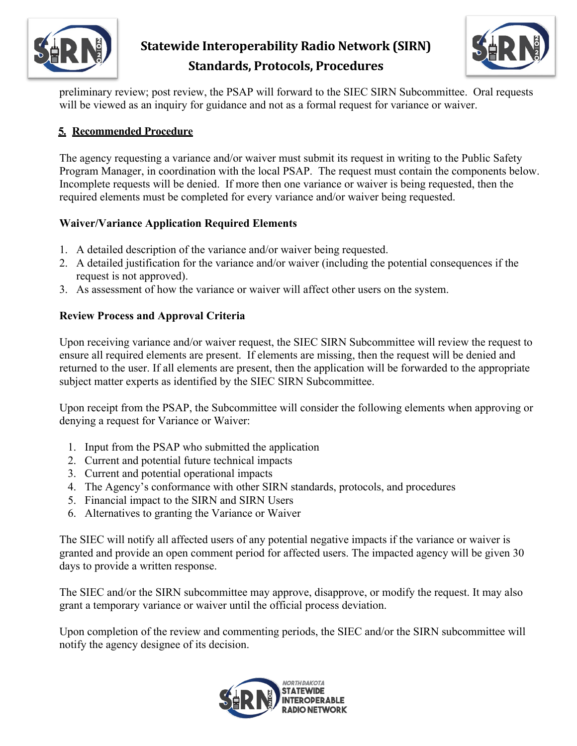preliminary review; post review, the PSAP will forward to the SIEC SIRN Subcommittee. Oral requests will be viewed as an inquiry for guidance and not as a formal request for variance or waiver.

## 5. Recommended Procedure

The agency requesting a variance and/or waiver must submit its request in writing to the Public Safety Program Manager, in coordination with the local PSAP. The request must contain the components below. Incomplete requests will be denied. If more then one variance or waiver is being requested, then the required elements must be completed for every variance and/or waiver being requested.

**Waiver/Variance Application Required Elements**

1. A detailed description of the variance and/or waiver being requested.
2. A detailed justification for the variance and/or waiver (including the potential consequences if the request is not approved).
3. As assessment of how the variance or waiver will affect other users on the system.

**Review Process and Approval Criteria**

Upon receiving variance and/or waiver request, the SIEC SIRN Subcommittee will review the request to ensure all required elements are present. If elements are missing, then the request will be denied and returned to the user. If all elements are present, then the application will be forwarded to the appropriate subject matter experts as identified by the SIEC SIRN Subcommittee.

Upon receipt from the PSAP, the Subcommittee will consider the following elements when approving or denying a request for Variance or Waiver:

1. Input from the PSAP who submitted the application
2. Current and potential future technical impacts
3. Current and potential operational impacts
4. The Agency's conformance with other SIRN standards, protocols, and procedures
5. Financial impact to the SIRN and SIRN Users
6. Alternatives to granting the Variance or Waiver

The SIEC will notify all affected users of any potential negative impacts if the variance or waiver is granted and provide an open comment period for affected users. The impacted agency will be given 30 days to provide a written response.

The SIEC and/or the SIRN subcommittee may approve, disapprove, or modify the request. It may also grant a temporary variance or waiver until the official process deviation.

Upon completion of the review and commenting periods, the SIEC and/or the SIRN subcommittee will notify the agency designee of its decision.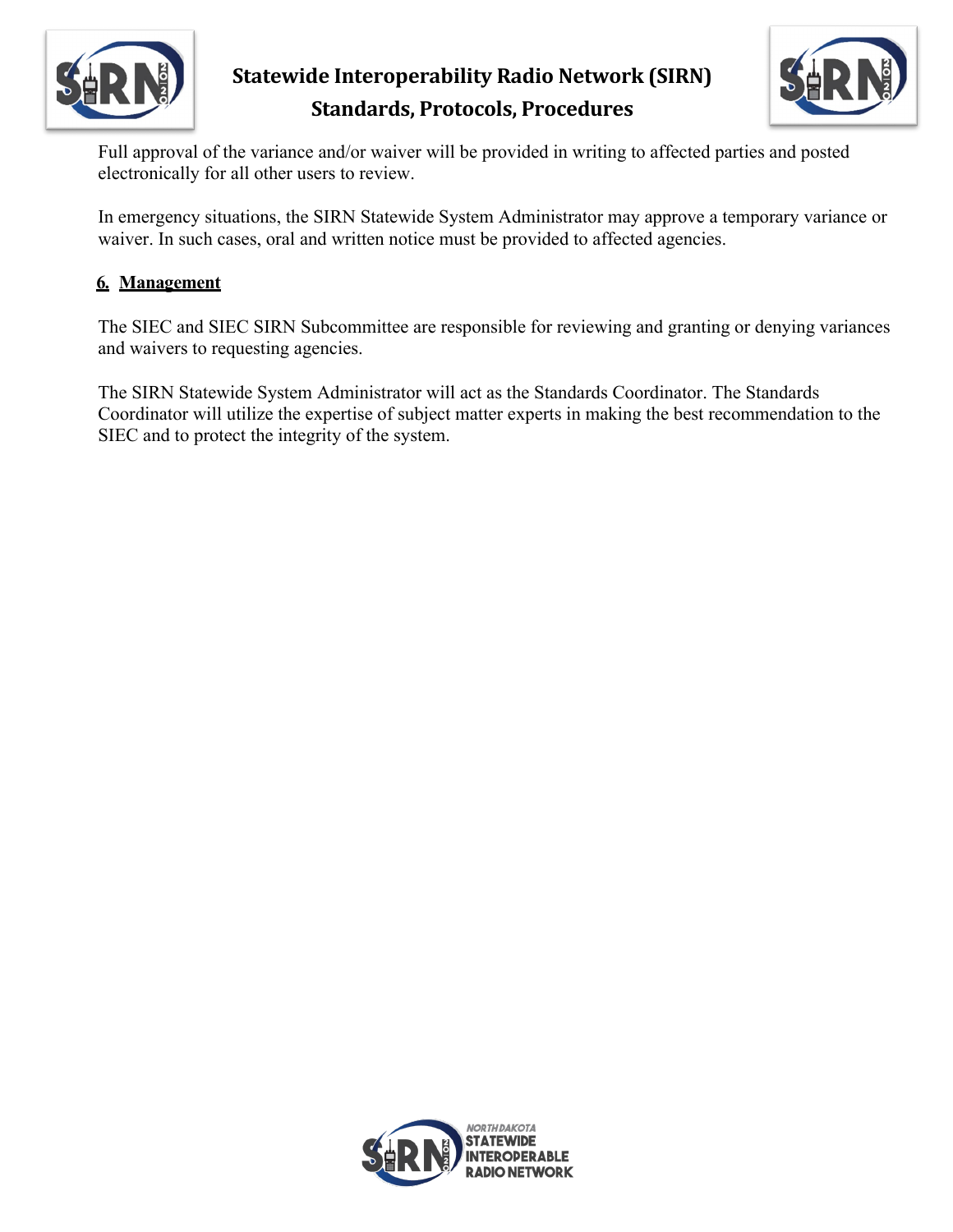Full approval of the variance and/or waiver will be provided in writing to affected parties and posted electronically for all other users to review.

In emergency situations, the SIRN Statewide System Administrator may approve a temporary variance or waiver. In such cases, oral and written notice must be provided to affected agencies.

## 6. Management

The SIEC and SIEC SIRN Subcommittee are responsible for reviewing and granting or denying variances and waivers to requesting agencies.

The SIRN Statewide System Administrator will act as the Standards Coordinator. The Standards Coordinator will utilize the expertise of subject matter experts in making the best recommendation to the SIEC and to protect the integrity of the system.